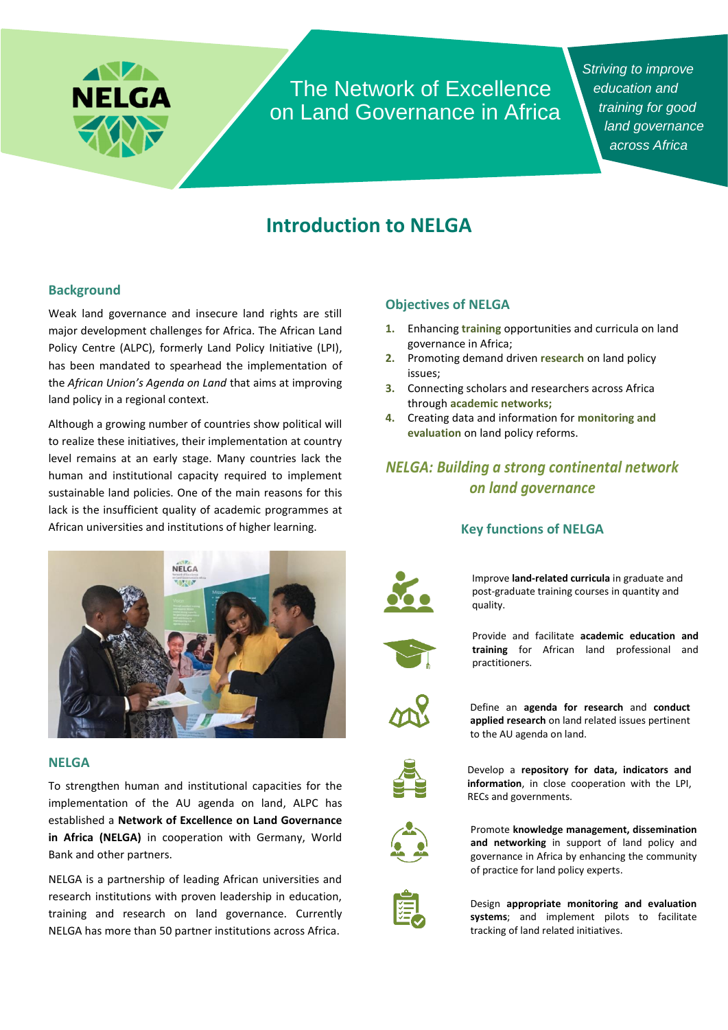NELGA

The Network of Excellence on Land Governance in Africa

*Striving to improve education and training for good land governance across Africa*

# Introduction to NELGA

## Background

Weak land governance and insecure land rights are still major development challenges for Africa. The African Land Policy Centre (ALPC), formerly Land Policy Initiative (LPI), has been mandated to spearhead the implementation of the *African Union's Agenda on Land* that aims at improving land policy in a regional context.

Although a growing number of countries show political will to realize these initiatives, their implementation at country level remains at an early stage. Many countries lack the human and institutional capacity required to implement sustainable land policies. One of the main reasons for this lack is the insufficient quality of academic programmes at African universities and institutions of higher learning.

## NELGA

To strengthen human and institutional capacities for the implementation of the AU agenda on land, ALPC has established a **Network of Excellence on Land Governance in Africa (NELGA)** in cooperation with Germany, World Bank and other partners.

NELGA is a partnership of leading African universities and research institutions with proven leadership in education, training and research on land governance. Currently NELGA has more than 50 partner institutions across Africa.

## Objectives of NELGA

1. Enhancing **training** opportunities and curricula on land governance in Africa;
2. Promoting demand driven **research** on land policy issues;
3. Connecting scholars and researchers across Africa through **academic networks;**
4. Creating data and information for **monitoring and evaluation** on land policy reforms.

## *NELGA: Building a strong continental network on land governance*

### Key functions of NELGA

- Improve **land-related curricula** in graduate and post-graduate training courses in quantity and quality.
- Provide and facilitate **academic education and training** for African land professional and practitioners.
- Define an **agenda for research** and **conduct applied research** on land related issues pertinent to the AU agenda on land.
- Develop a **repository for data, indicators and information**, in close cooperation with the LPI, RECs and governments.
- Promote **knowledge management, dissemination and networking** in support of land policy and governance in Africa by enhancing the community of practice for land policy experts.
- Design **appropriate monitoring and evaluation systems**; and implement pilots to facilitate tracking of land related initiatives.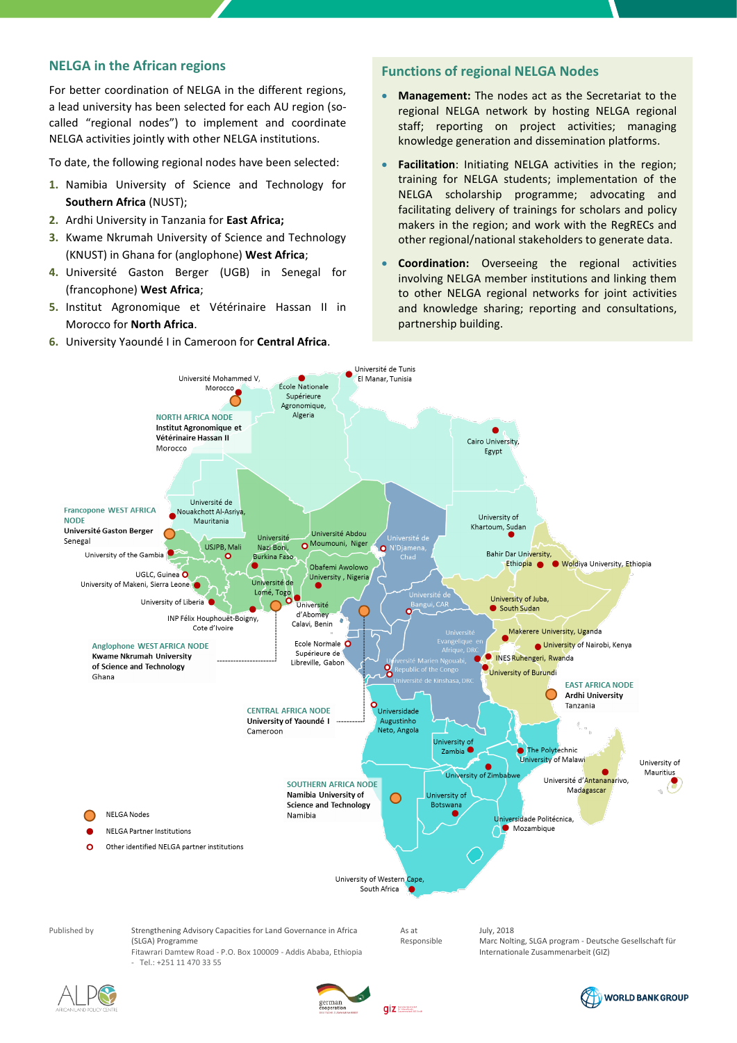## NELGA in the African regions

For better coordination of NELGA in the different regions, a lead university has been selected for each AU region (so-called "regional nodes") to implement and coordinate NELGA activities jointly with other NELGA institutions.

To date, the following regional nodes have been selected:

1. Namibia University of Science and Technology for **Southern Africa** (NUST);
2. Ardhi University in Tanzania for **East Africa;**
3. Kwame Nkrumah University of Science and Technology (KNUST) in Ghana for (anglophone) **West Africa**;
4. Université Gaston Berger (UGB) in Senegal for (francophone) **West Africa**;
5. Institut Agronomique et Vétérinaire Hassan II in Morocco for **North Africa**.
6. University Yaoundé I in Cameroon for **Central Africa**.

## Functions of regional NELGA Nodes

- **Management:** The nodes act as the Secretariat to the regional NELGA network by hosting NELGA regional staff; reporting on project activities; managing knowledge generation and dissemination platforms.
- **Facilitation**: Initiating NELGA activities in the region; training for NELGA students; implementation of the NELGA scholarship programme; advocating and facilitating delivery of trainings for scholars and policy makers in the region; and work with the RegRECs and other regional/national stakeholders to generate data.
- **Coordination:** Overseeing the regional activities involving NELGA member institutions and linking them to other NELGA regional networks for joint activities and knowledge sharing; reporting and consultations, partnership building.

NORTH AFRICA NODE
**Institut Agronomique et Vétérinaire Hassan II**
Morocco

Université Mohammed V, Morocco
École Nationale Supérieure Agronomique, Algeria
Université de Tunis El Manar, Tunisia
Cairo University, Egypt

Francopone WEST AFRICA NODE
**Université Gaston Berger**
Senegal

Université de Nouakchott Al-Asriya, Mauritania
University of the Gambia
USJPB, Mali
Université Nazi Boni, Burkina Faso
Université Abdou Moumouni, Niger
UGLC, Guinea
University of Makeni, Sierra Leone
University of Liberia
INP Félix Houphouët-Boigny, Cote d'Ivoire
Université de Lomé, Togo
Université d'Abomey Calavi, Benin
Obafemi Awolowo University , Nigeria

Anglophone WEST AFRICA NODE
**Kwame Nkrumah University of Science and Technology**
Ghana

Université de N'Djamena, Chad
University of Khartoum, Sudan
Bahir Dar University, Ethiopia
Woldiya University, Ethiopia
Université de Bangui, CAR
University of Juba, South Sudan
Université Evangelique en Afrique, DRC
Makerere University, Uganda
University of Nairobi, Kenya
INES Ruhengeri, Rwanda
University of Burundi
Ecole Normale Supérieure de Libreville, Gabon
Université Marien Ngouabi, Republic of the Congo
Université de Kinshasa, DRC

EAST AFRICA NODE
**Ardhi University**
Tanzania

CENTRAL AFRICA NODE
**University of Yaoundé I**
Cameroon

Universidade Augustinho Neto, Angola
University of Zambia
The Polytechnic University of Malawi
University of Zimbabwe
Université d'Antananarivo, Madagascar
University of Mauritius

SOUTHERN AFRICA NODE
**Namibia University of Science and Technology**
Namibia

University of Botswana
Universidade Politécnica, Mozambique
University of Western Cape, South Africa

NELGA Nodes
NELGA Partner Institutions
Other identified NELGA partner institutions

Published by: Strengthening Advisory Capacities for Land Governance in Africa (SLGA) Programme
Fitawrari Damtew Road - P.O. Box 100009 - Addis Ababa, Ethiopia
- Tel.: +251 11 470 33 55

As at: July, 2018

Responsible: Marc Nolting, SLGA program - Deutsche Gesellschaft für Internationale Zusammenarbeit (GIZ)